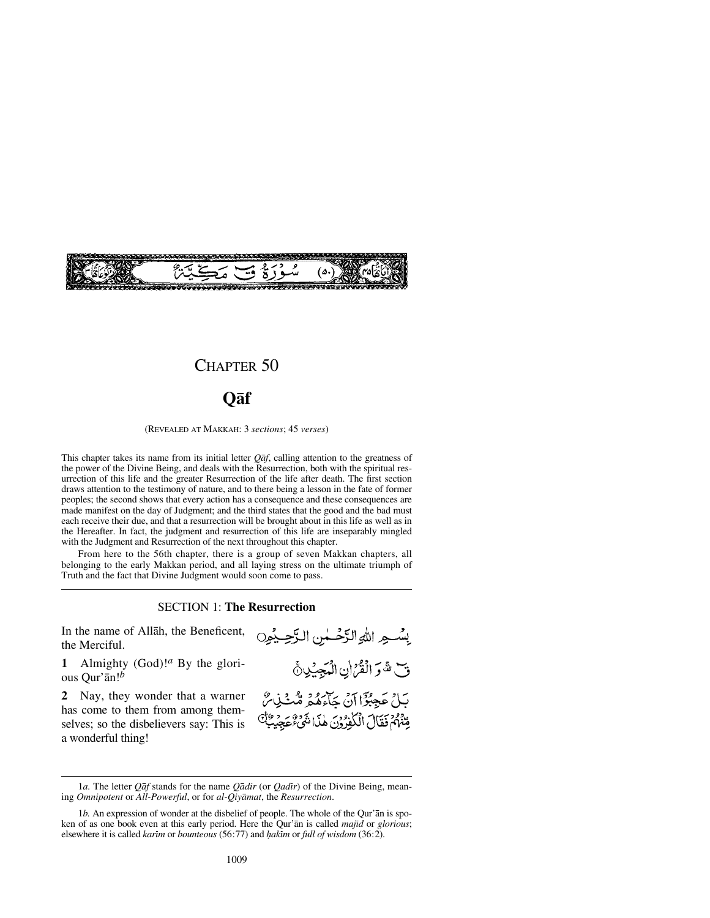سُوْرَةُ قٓ مَكِّيَّةٌ (٥٠)

# Chapter 50

## Qāf

(Revealed at Makkah: 3 *sections*; 45 *verses*)

This chapter takes its name from its initial letter *Qāf*, calling attention to the greatness of the power of the Divine Being, and deals with the Resurrection, both with the spiritual resurrection of this life and the greater Resurrection of the life after death. The first section draws attention to the testimony of nature, and to there being a lesson in the fate of former peoples; the second shows that every action has a consequence and these consequences are made manifest on the day of Judgment; and the third states that the good and the bad must each receive their due, and that a resurrection will be brought about in this life as well as in the Hereafter. In fact, the judgment and resurrection of this life are inseparably mingled with the Judgment and Resurrection of the next throughout this chapter.

From here to the 56th chapter, there is a group of seven Makkan chapters, all belonging to the early Makkan period, and all laying stress on the ultimate triumph of Truth and the fact that Divine Judgment would soon come to pass.

### SECTION 1: **The Resurrection**

In the name of Allāh, the Beneficent, the Merciful.

بِسْمِ اللّٰهِ الرَّحْمٰنِ الرَّحِيْمِ

**1** Almighty (God)![1a] By the glorious Qur'ān![1b]

قٓ ۚ وَ الْقُرْاٰنِ الْمَجِيْدِ ﴿۱﴾

**2** Nay, they wonder that a warner has come to them from among themselves; so the disbelievers say: This is a wonderful thing!

بَلْ عَجِبُوْۤا اَنْ جَآءَهُمْ مُّنْذِرٌ مِّنْهُمْ فَقَالَ الْكٰفِرُوْنَ هٰذَا شَیْءٌ عَجِیْبٌ ﴿۲﴾

---

1*a*. The letter *Qāf* stands for the name *Qādir* (or *Qadīr*) of the Divine Being, meaning *Omnipotent* or *All-Powerful*, or for *al-Qiyāmat*, the *Resurrection*.

1*b*. An expression of wonder at the disbelief of people. The whole of the Qur'ān is spoken of as one book even at this early period. Here the Qur'ān is called *majīd* or *glorious*; elsewhere it is called *karīm* or *bounteous* (56:77) and *ḥakīm* or *full of wisdom* (36:2).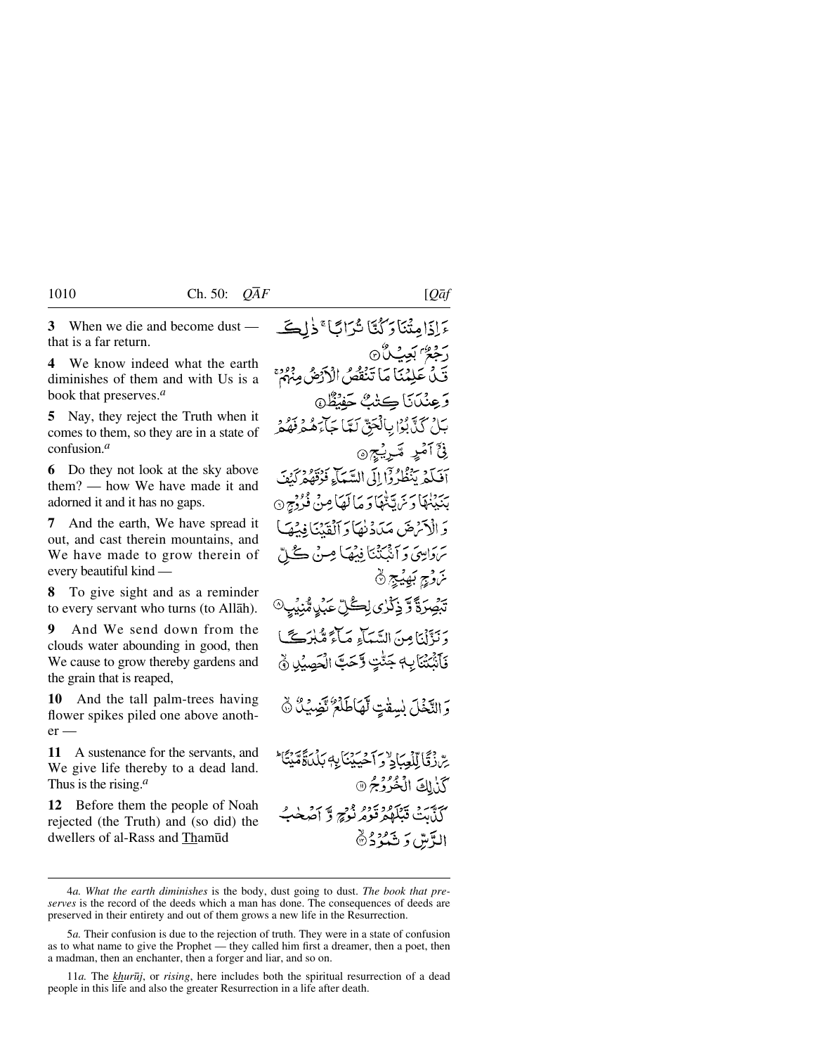**3** When we die and become dust — that is a far return.

ءَاِذَا مِتۡنَا وَ کُنَّا تُرَابًا ۚ ذٰلِکَ رَجۡعٌۢ بَعِیۡدٌ ﴿۳﴾

**4** We know indeed what the earth diminishes of them and with Us is a book that preserves.[a]

قَدۡ عَلِمۡنَا مَا تَنۡقُصُ الۡاَرۡضُ مِنۡہُمۡ ۚ وَ عِنۡدَنَا کِتٰبٌ حَفِیۡظٌ ﴿۴﴾

**5** Nay, they reject the Truth when it comes to them, so they are in a state of confusion.[a]

بَلۡ کَذَّبُوۡا بِالۡحَقِّ لَمَّا جَآءَہُمۡ فَہُمۡ فِیۡۤ اَمۡرٍ مَّرِیۡجٍ ﴿۵﴾

**6** Do they not look at the sky above them? — how We have made it and adorned it and it has no gaps.

اَفَلَمۡ یَنۡظُرُوۡۤا اِلَی السَّمَآءِ فَوۡقَہُمۡ کَیۡفَ بَنَیۡنٰہَا وَ زَیَّنّٰہَا وَ مَا لَہَا مِنۡ فُرُوۡجٍ ﴿۶﴾

**7** And the earth, We have spread it out, and cast therein mountains, and We have made to grow therein of every beautiful kind —

وَ الۡاَرۡضَ مَدَدۡنٰہَا وَ اَلۡقَیۡنَا فِیۡہَا رَوَاسِیَ وَ اَنۡۢبَتۡنَا فِیۡہَا مِنۡ کُلِّ زَوۡجٍۭ بَہِیۡجٍ ۙ﴿۷﴾

**8** To give sight and as a reminder to every servant who turns (to Allāh).

تَبۡصِرَۃً وَّ ذِکۡرٰی لِکُلِّ عَبۡدٍ مُّنِیۡبٍ ﴿۸﴾

**9** And We send down from the clouds water abounding in good, then We cause to grow thereby gardens and the grain that is reaped,

وَ نَزَّلۡنَا مِنَ السَّمَآءِ مَآءً مُّبٰرَکًا فَاَنۡۢبَتۡنَا بِہٖ جَنّٰتٍ وَّ حَبَّ الۡحَصِیۡدِ ۙ﴿۹﴾

**10** And the tall palm-trees having flower spikes piled one above another —

وَ النَّخۡلَ بٰسِقٰتٍ لَّہَا طَلۡعٌ نَّضِیۡدٌ ﴿ۙ۱۰﴾

**11** A sustenance for the servants, and We give life thereby to a dead land. Thus is the rising.[a]

رِّزۡقًا لِّلۡعِبَادِ ۙ وَ اَحۡیَیۡنَا بِہٖ بَلۡدَۃً مَّیۡتًا ؕ کَذٰلِکَ الۡخُرُوۡجُ ﴿۱۱﴾

**12** Before them the people of Noah rejected (the Truth) and (so did) the dwellers of al-Rass and Thamūd

کَذَّبَتۡ قَبۡلَہُمۡ قَوۡمُ نُوۡحٍ وَّ اَصۡحٰبُ الرَّسِّ وَ ثَمُوۡدُ ﴿ۙ۱۲﴾

---

4*a*. *What the earth diminishes* is the body, dust going to dust. *The book that preserves* is the record of the deeds which a man has done. The consequences of deeds are preserved in their entirety and out of them grows a new life in the Resurrection.

5*a*. Their confusion is due to the rejection of truth. They were in a state of confusion as to what name to give the Prophet — they called him first a dreamer, then a poet, then a madman, then an enchanter, then a forger and liar, and so on.

11*a*. The *khurūj*, or *rising*, here includes both the spiritual resurrection of a dead people in this life and also the greater Resurrection in a life after death.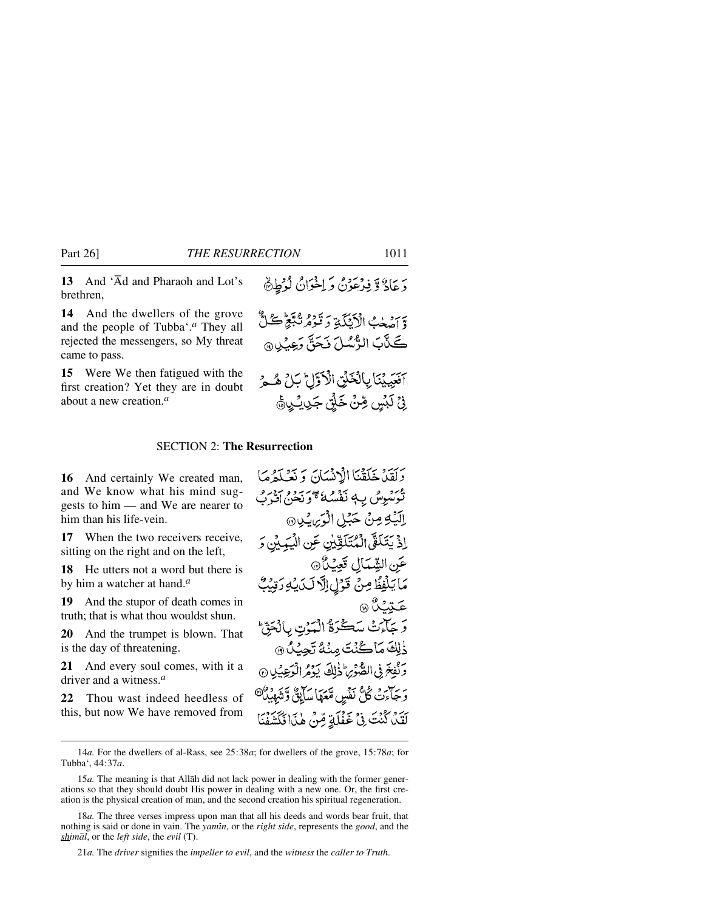**13** And 'Ād and Pharaoh and Lot's brethren,

**14** And the dwellers of the grove and the people of Tubba'.[a] They all rejected the messengers, so My threat came to pass.

**15** Were We then fatigued with the first creation? Yet they are in doubt about a new creation.[a]

وَ عَادٌ وَّ فِرْعَوْنُ وَ اِخْوَانُ لُوْطٍ ﴿۱۳﴾

وَّ اَصْحٰبُ الْاَیْکَۃِ وَ قَوْمُ تُبَّعٍ ؕ کُلٌّ کَذَّبَ الرُّسُلَ فَحَقَّ وَعِیْدِ ﴿۱۴﴾

اَفَعَیِیْنَا بِالْخَلْقِ الْاَوَّلِ ؕ بَلْ هُمْ فِیْ لَبْسٍ مِّنْ خَلْقٍ جَدِیْدٍ ﴿۱۵﴾

## SECTION 2: The Resurrection

**16** And certainly We created man, and We know what his mind suggests to him — and We are nearer to him than his life-vein.

**17** When the two receivers receive, sitting on the right and on the left,

**18** He utters not a word but there is by him a watcher at hand.[a]

**19** And the stupor of death comes in truth; that is what thou wouldst shun.

**20** And the trumpet is blown. That is the day of threatening.

**21** And every soul comes, with it a driver and a witness.[a]

**22** Thou wast indeed heedless of this, but now We have removed from

وَ لَقَدْ خَلَقْنَا الْاِنْسَانَ وَ نَعْلَمُ مَا تُوَسْوِسُ بِهٖ نَفْسُهٗ ۚۖ وَ نَحْنُ اَقْرَبُ اِلَیْهِ مِنْ حَبْلِ الْوَرِیْدِ ﴿۱۶﴾

اِذْ یَتَلَقَّی الْمُتَلَقِّیٰنِ عَنِ الْیَمِیْنِ وَ عَنِ الشِّمَالِ قَعِیْدٌ ﴿۱۷﴾

مَا یَلْفِظُ مِنْ قَوْلٍ اِلَّا لَدَیْهِ رَقِیْبٌ عَتِیْدٌ ﴿۱۸﴾

وَ جَآءَتْ سَکْرَۃُ الْمَوْتِ بِالْحَقِّ ؕ ذٰلِکَ مَا کُنْتَ مِنْهُ تَحِیْدُ ﴿۱۹﴾

وَ نُفِخَ فِی الصُّوْرِ ؕ ذٰلِکَ یَوْمُ الْوَعِیْدِ ﴿۲۰﴾

وَ جَآءَتْ کُلُّ نَفْسٍ مَّعَهَا سَآئِقٌ وَّ شَهِیْدٌ ﴿۲۱﴾

لَقَدْ کُنْتَ فِیْ غَفْلَۃٍ مِّنْ هٰذَا فَکَشَفْنَا

---

14*a.* For the dwellers of al-Rass, see 25:38*a*; for dwellers of the grove, 15:78*a*; for Tubba', 44:37*a*.

15*a.* The meaning is that Allāh did not lack power in dealing with the former generations so that they should doubt His power in dealing with a new one. Or, the first creation is the physical creation of man, and the second creation his spiritual regeneration.

18*a.* The three verses impress upon man that all his deeds and words bear fruit, that nothing is said or done in vain. The *yamīn*, or the *right side*, represents the *good*, and the *shimāl*, or the *left side*, the *evil* (T).

21*a.* The *driver* signifies the *impeller to evil*, and the *witness* the *caller to Truth*.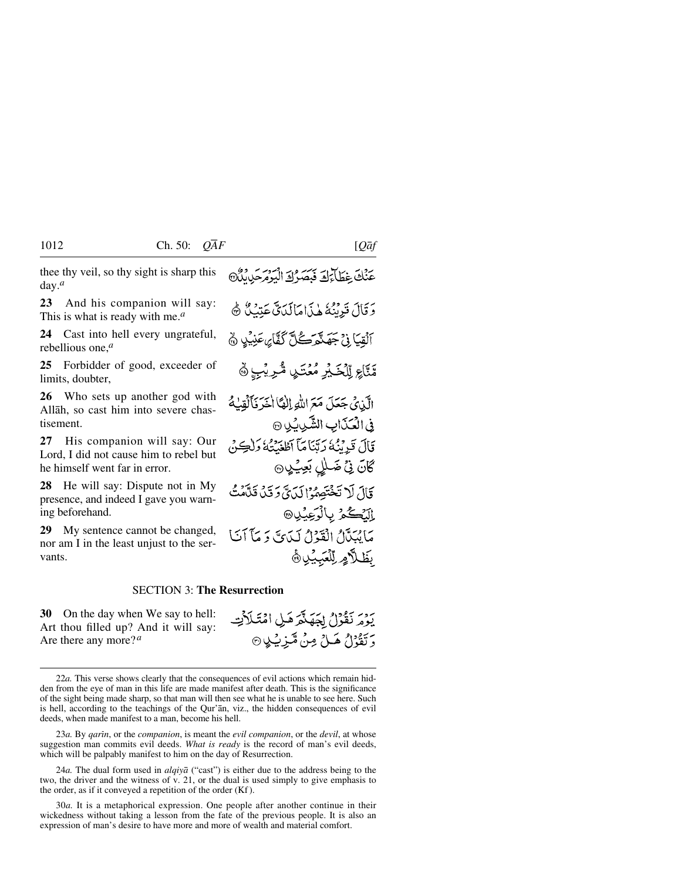thee thy veil, so thy sight is sharp this day.[a]

عَنْكَ غِطَآءَكَ فَبَصَرُكَ الْيَوْمَ حَدِيْدٌ ﴿٢٢﴾

**23** And his companion will say: This is what is ready with me.[a]

وَقَالَ قَرِيْنُهٗ هٰذَا مَا لَدَيَّ عَتِيْدٌ ﴿٢٣﴾

**24** Cast into hell every ungrateful, rebellious one,[a]

اَلْقِيَا فِيْ جَهَنَّمَ كُلَّ كَفَّارٍ عَنِيْدٍ ﴿٢٤﴾

**25** Forbidder of good, exceeder of limits, doubter,

مَّنَّاعٍ لِّلْخَيْرِ مُعْتَدٍ مُّرِيْبٍ ﴿٢٥﴾

**26** Who sets up another god with Allāh, so cast him into severe chastisement.

الَّذِيْ جَعَلَ مَعَ اللّٰهِ اِلٰهًا اٰخَرَ فَاَلْقِيٰهُ فِي الْعَذَابِ الشَّدِيْدِ ﴿٢٦﴾

**27** His companion will say: Our Lord, I did not cause him to rebel but he himself went far in error.

قَالَ قَرِيْنُهٗ رَبَّنَا مَآ اَطْغَيْتُهٗ وَلٰكِنْ كَانَ فِيْ ضَلٰلٍ بَعِيْدٍ ﴿٢٧﴾

**28** He will say: Dispute not in My presence, and indeed I gave you warning beforehand.

قَالَ لَا تَخْتَصِمُوْا لَدَيَّ وَقَدْ قَدَّمْتُ اِلَيْكُمْ بِالْوَعِيْدِ ﴿٢٨﴾

**29** My sentence cannot be changed, nor am I in the least unjust to the servants.

مَا يُبَدَّلُ الْقَوْلُ لَدَيَّ وَمَآ اَنَا بِظَلَّامٍ لِّلْعَبِيْدِ ﴿٢٩﴾

## SECTION 3: **The Resurrection**

**30** On the day when We say to hell: Art thou filled up? And it will say: Are there any more?[a]

يَوْمَ نَقُوْلُ لِجَهَنَّمَ هَلِ امْتَلَاْتِ وَتَقُوْلُ هَلْ مِنْ مَّزِيْدٍ ﴿٣٠﴾

---

22*a.* This verse shows clearly that the consequences of evil actions which remain hidden from the eye of man in this life are made manifest after death. This is the significance of the sight being made sharp, so that man will then see what he is unable to see here. Such is hell, according to the teachings of the Qur'ān, viz., the hidden consequences of evil deeds, when made manifest to a man, become his hell.

23*a.* By *qarīn*, or the *companion*, is meant the *evil companion*, or the *devil*, at whose suggestion man commits evil deeds. *What is ready* is the record of man's evil deeds, which will be palpably manifest to him on the day of Resurrection.

24*a.* The dual form used in *alqiyā* ("cast") is either due to the address being to the two, the driver and the witness of v. 21, or the dual is used simply to give emphasis to the order, as if it conveyed a repetition of the order (Kf).

30*a.* It is a metaphorical expression. One people after another continue in their wickedness without taking a lesson from the fate of the previous people. It is also an expression of man's desire to have more and more of wealth and material comfort.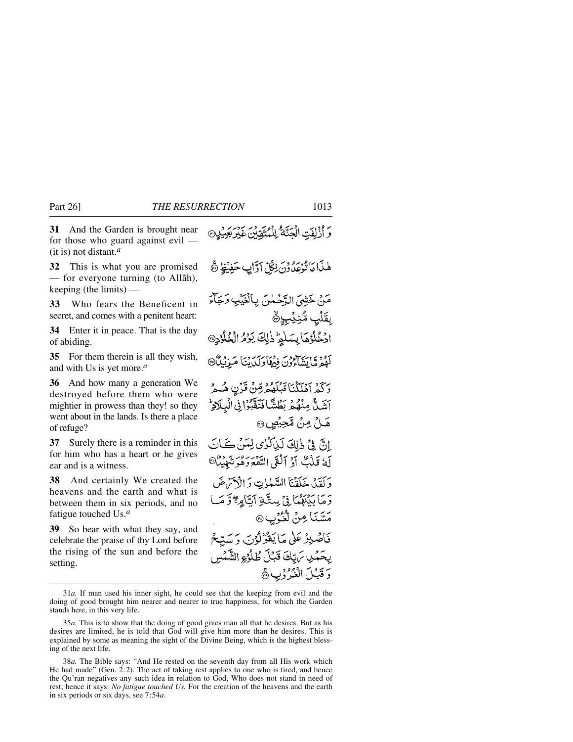**31** And the Garden is brought near for those who guard against evil — (it is) not distant.[a]

وَ اُزْلِفَتِ الْجَنَّةُ لِلْمُتَّقِيْنَ غَيْرَ بَعِيْدٍ ۝

**32** This is what you are promised — for everyone turning (to Allāh), keeping (the limits) —

هٰذَا مَا تُوْعَدُوْنَ لِكُلِّ اَوَّابٍ حَفِيْظٍ ۝

**33** Who fears the Beneficent in secret, and comes with a penitent heart:

مَنْ خَشِيَ الرَّحْمٰنَ بِالْغَيْبِ وَجَآءَ بِقَلْبٍ مُّنِيْبِ ۝

**34** Enter it in peace. That is the day of abiding.

ادْخُلُوْهَا بِسَلٰمٍ ؕ ذٰلِكَ يَوْمُ الْخُلُوْدِ ۝

**35** For them therein is all they wish, and with Us is yet more.[a]

لَهُمْ مَّا يَشَآءُوْنَ فِيْهَا وَلَدَيْنَا مَزِيْدٌ ۝

**36** And how many a generation We destroyed before them who were mightier in prowess than they! so they went about in the lands. Is there a place of refuge?

وَكَمْ اَهْلَكْنَا قَبْلَهُمْ مِّنْ قَرْنٍ هُمْ اَشَدُّ مِنْهُمْ بَطْشًا فَنَقَّبُوْا فِى الْبِلَادِ ؕ هَلْ مِنْ مَّحِيْصٍ ۝

**37** Surely there is a reminder in this for him who has a heart or he gives ear and is a witness.

اِنَّ فِىْ ذٰلِكَ لَذِكْرٰى لِمَنْ كَانَ لَهٗ قَلْبٌ اَوْ اَلْقَى السَّمْعَ وَهُوَ شَهِيْدٌ ۝

**38** And certainly We created the heavens and the earth and what is between them in six periods, and no fatigue touched Us.[a]

وَلَقَدْ خَلَقْنَا السَّمٰوٰتِ وَالْاَرْضَ وَمَا بَيْنَهُمَا فِىْ سِتَّةِ اَيَّامٍ ۖ وَّمَا مَسَّنَا مِنْ لُّغُوْبٍ ۝

**39** So bear with what they say, and celebrate the praise of thy Lord before the rising of the sun and before the setting.

فَاصْبِرْ عَلٰى مَا يَقُوْلُوْنَ وَسَبِّحْ بِحَمْدِ رَبِّكَ قَبْلَ طُلُوْعِ الشَّمْسِ وَقَبْلَ الْغُرُوْبِ ۝

---

31*a.* If man used his inner sight, he could see that the keeping from evil and the doing of good brought him nearer and nearer to true happiness, for which the Garden stands here, in this very life.

35*a.* This is to show that the doing of good gives man all that he desires. But as his desires are limited, he is told that God will give him more than he desires. This is explained by some as meaning the sight of the Divine Being, which is the highest blessing of the next life.

38*a.* The Bible says: "And He rested on the seventh day from all His work which He had made" (Gen. 2:2). The act of taking rest applies to one who is tired, and hence the Qur'ān negatives any such idea in relation to God, Who does not stand in need of rest; hence it says: *No fatigue touched Us.* For the creation of the heavens and the earth in six periods or six days, see 7:54*a*.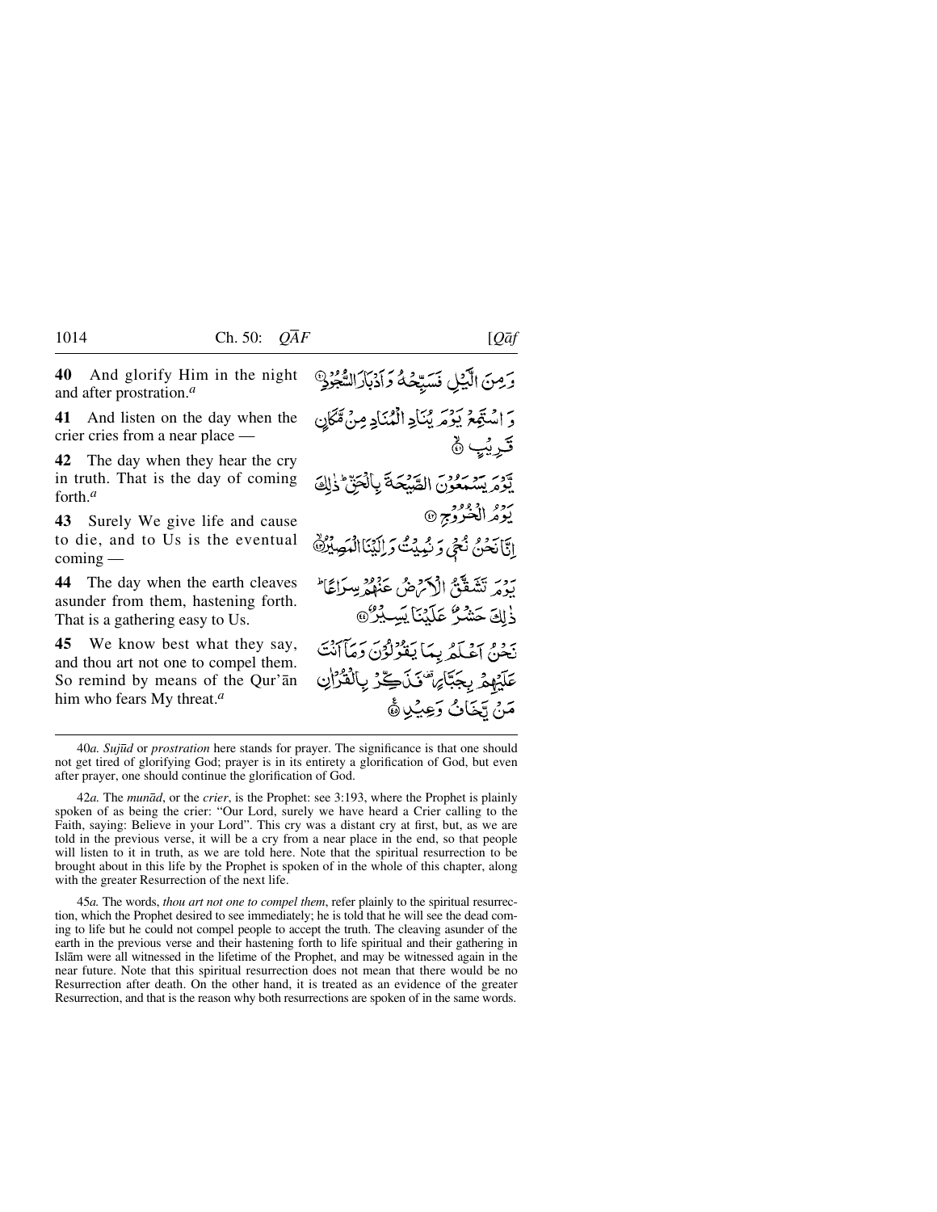**40** And glorify Him in the night and after prostration.[a]

وَمِنَ الَّيْلِ فَسَبِّحْهُ وَاَدْبَارَ السُّجُوْدِ ﴿۴۰﴾

**41** And listen on the day when the crier cries from a near place —

وَ اسْتَمِعْ يَوْمَ يُنَادِ الْمُنَادِ مِنْ مَّكَانٍ قَرِيْبٍ ﴿۴۱﴾

**42** The day when they hear the cry in truth. That is the day of coming forth.[a]

يَّوْمَ يَسْمَعُوْنَ الصَّيْحَةَ بِالْحَقِّ ؕ ذٰلِكَ يَوْمُ الْخُرُوْجِ ﴿۴۲﴾

**43** Surely We give life and cause to die, and to Us is the eventual coming —

اِنَّا نَحْنُ نُحْيٖ وَ نُمِيْتُ وَاِلَيْنَا الْمَصِيْرُ ﴿۴۳﴾

**44** The day when the earth cleaves asunder from them, hastening forth. That is a gathering easy to Us.

يَوْمَ تَشَقَّقُ الْاَرْضُ عَنْهُمْ سِرَاعًا ؕ ذٰلِكَ حَشْرٌ عَلَيْنَا يَسِيْرٌ ﴿۴۴﴾

**45** We know best what they say, and thou art not one to compel them. So remind by means of the Qur'ān him who fears My threat.[a]

نَحْنُ اَعْلَمُ بِمَا يَقُوْلُوْنَ وَمَاۤ اَنْتَ عَلَيْهِمْ بِجَبَّارٍ ۟ فَذَكِّرْ بِالْقُرْاٰنِ مَنْ يَّخَافُ وَعِيْدِ ﴿۴۵﴾

---

40*a.* *Sujūd* or *prostration* here stands for prayer. The significance is that one should not get tired of glorifying God; prayer is in its entirety a glorification of God, but even after prayer, one should continue the glorification of God.

42*a.* The *munād*, or the *crier*, is the Prophet: see 3:193, where the Prophet is plainly spoken of as being the crier: "Our Lord, surely we have heard a Crier calling to the Faith, saying: Believe in your Lord". This cry was a distant cry at first, but, as we are told in the previous verse, it will be a cry from a near place in the end, so that people will listen to it in truth, as we are told here. Note that the spiritual resurrection to be brought about in this life by the Prophet is spoken of in the whole of this chapter, along with the greater Resurrection of the next life.

45*a.* The words, *thou art not one to compel them*, refer plainly to the spiritual resurrection, which the Prophet desired to see immediately; he is told that he will see the dead coming to life but he could not compel people to accept the truth. The cleaving asunder of the earth in the previous verse and their hastening forth to life spiritual and their gathering in Islām were all witnessed in the lifetime of the Prophet, and may be witnessed again in the near future. Note that this spiritual resurrection does not mean that there would be no Resurrection after death. On the other hand, it is treated as an evidence of the greater Resurrection, and that is the reason why both resurrections are spoken of in the same words.